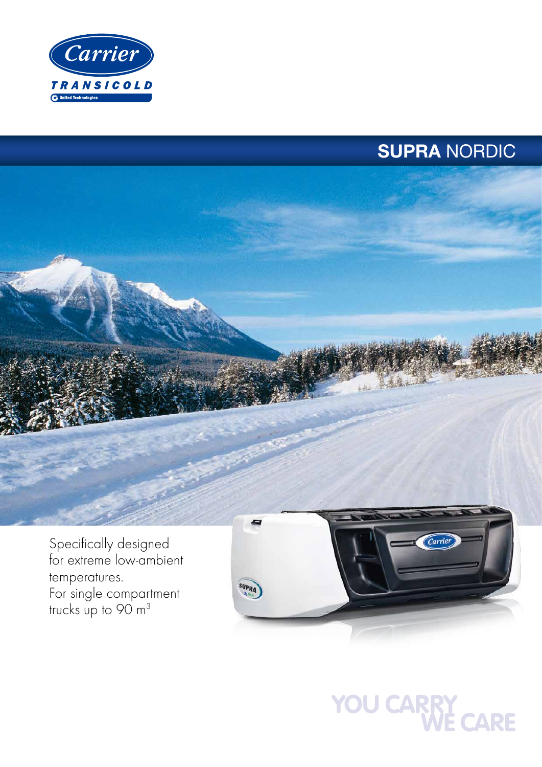# SUPRA NORDIC

Specifically designed for extreme low-ambient temperatures.
For single compartment trucks up to 90 $m^3$

YOU CARRY WE CARE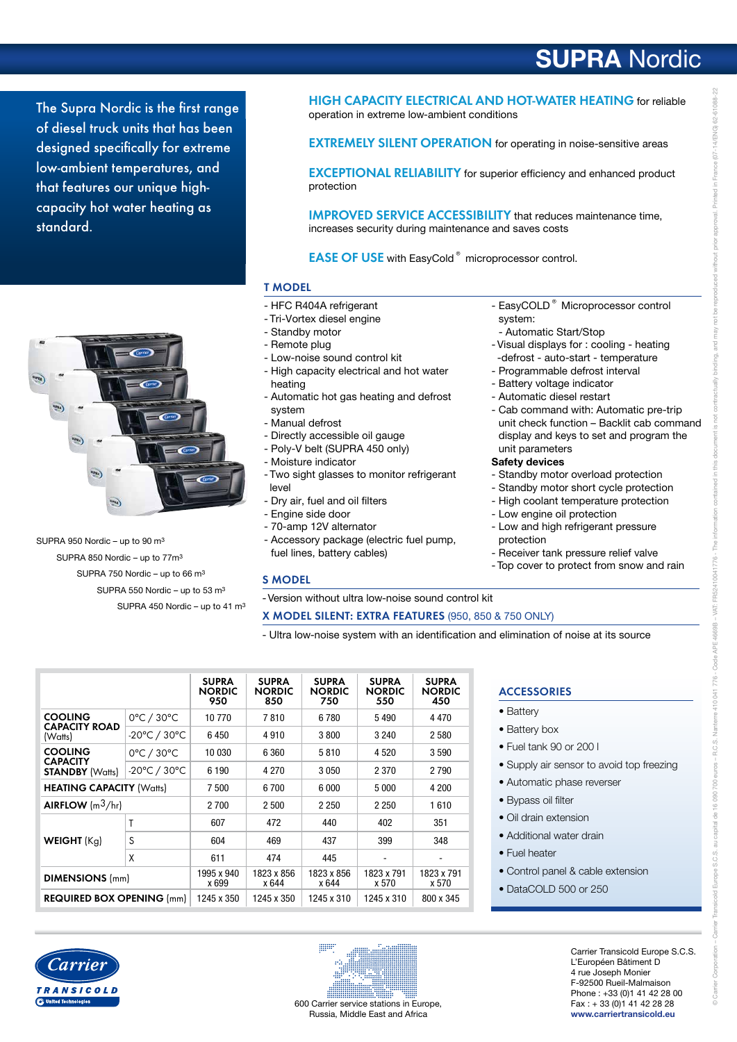# SUPRA Nordic

The Supra Nordic is the first range of diesel truck units that has been designed specifically for extreme low-ambient temperatures, and that features our unique high-capacity hot water heating as standard.

**HIGH CAPACITY ELECTRICAL AND HOT-WATER HEATING** for reliable operation in extreme low-ambient conditions

**EXTREMELY SILENT OPERATION** for operating in noise-sensitive areas

**EXCEPTIONAL RELIABILITY** for superior efficiency and enhanced product protection

**IMPROVED SERVICE ACCESSIBILITY** that reduces maintenance time, increases security during maintenance and saves costs

**EASE OF USE** with EasyCold® microprocessor control.

SUPRA 950 Nordic – up to 90 m³
SUPRA 850 Nordic – up to 77m³
SUPRA 750 Nordic – up to 66 m³
SUPRA 550 Nordic – up to 53 m³
SUPRA 450 Nordic – up to 41 m³

## T MODEL

- HFC R404A refrigerant
- Tri-Vortex diesel engine
- Standby motor
- Remote plug
- Low-noise sound control kit
- High capacity electrical and hot water heating
- Automatic hot gas heating and defrost system
- Manual defrost
- Directly accessible oil gauge
- Poly-V belt (SUPRA 450 only)
- Moisture indicator
- Two sight glasses to monitor refrigerant level
- Dry air, fuel and oil filters
- Engine side door
- 70-amp 12V alternator
- Accessory package (electric fuel pump, fuel lines, battery cables)
- EasyCOLD® Microprocessor control system:
  - Automatic Start/Stop
- Visual displays for : cooling - heating -defrost - auto-start - temperature
- Programmable defrost interval
- Battery voltage indicator
- Automatic diesel restart
- Cab command with: Automatic pre-trip unit check function – Backlit cab command display and keys to set and program the unit parameters

**Safety devices**

- Standby motor overload protection
- Standby motor short cycle protection
- High coolant temperature protection
- Low engine oil protection
- Low and high refrigerant pressure protection
- Receiver tank pressure relief valve
- Top cover to protect from snow and rain

## S MODEL

- Version without ultra low-noise sound control kit

## X MODEL SILENT: EXTRA FEATURES (950, 850 & 750 ONLY)

- Ultra low-noise system with an identification and elimination of noise at its source

| | | SUPRA NORDIC 950 | SUPRA NORDIC 850 | SUPRA NORDIC 750 | SUPRA NORDIC 550 | SUPRA NORDIC 450 |
|---|---|---|---|---|---|---|
| **COOLING CAPACITY ROAD** (Watts) | 0°C / 30°C | 10 770 | 7 810 | 6 780 | 5 490 | 4 470 |
| | -20°C / 30°C | 6 450 | 4 910 | 3 800 | 3 240 | 2 580 |
| **COOLING CAPACITY STANDBY** (Watts) | 0°C / 30°C | 10 030 | 6 360 | 5 810 | 4 520 | 3 590 |
| | -20°C / 30°C | 6 190 | 4 270 | 3 050 | 2 370 | 2 790 |
| **HEATING CAPACITY** (Watts) | | 7 500 | 6 700 | 6 000 | 5 000 | 4 200 |
| **AIRFLOW** (m³/hr) | | 2 700 | 2 500 | 2 250 | 2 250 | 1 610 |
| **WEIGHT** (Kg) | T | 607 | 472 | 440 | 402 | 351 |
| | S | 604 | 469 | 437 | 399 | 348 |
| | X | 611 | 474 | 445 | - | - |
| **DIMENSIONS** (mm) | | 1995 x 940 x 699 | 1823 x 856 x 644 | 1823 x 856 x 644 | 1823 x 791 x 570 | 1823 x 791 x 570 |
| **REQUIRED BOX OPENING** (mm) | | 1245 x 350 | 1245 x 350 | 1245 x 310 | 1245 x 310 | 800 x 345 |

## ACCESSORIES

- Battery
- Battery box
- Fuel tank 90 or 200 l
- Supply air sensor to avoid top freezing
- Automatic phase reverser
- Bypass oil filter
- Oil drain extension
- Additional water drain
- Fuel heater
- Control panel & cable extension
- DataCOLD 500 or 250

Carrier TRANSICOLD United Technologies

600 Carrier service stations in Europe, Russia, Middle East and Africa

Carrier Transicold Europe S.C.S.
L'Européen Bâtiment D
4 rue Joseph Monier
F-92500 Rueil-Malmaison
Phone : +33 (0)1 41 42 28 00
Fax : + 33 (0)1 41 42 28 28
www.carriertransicold.eu

© Carrier Corporation - Carrier Transicold Europe S.C.S. au capital de 16 090 700 euros – R.C.S. Nanterre 410 041 776 - Code APE 4669B – VAT: FR52410041776 - The information contained in this document is not contractually binding, and may not be reproduced without prior approval. Printed in France (07-14/EN) 62-61088-22